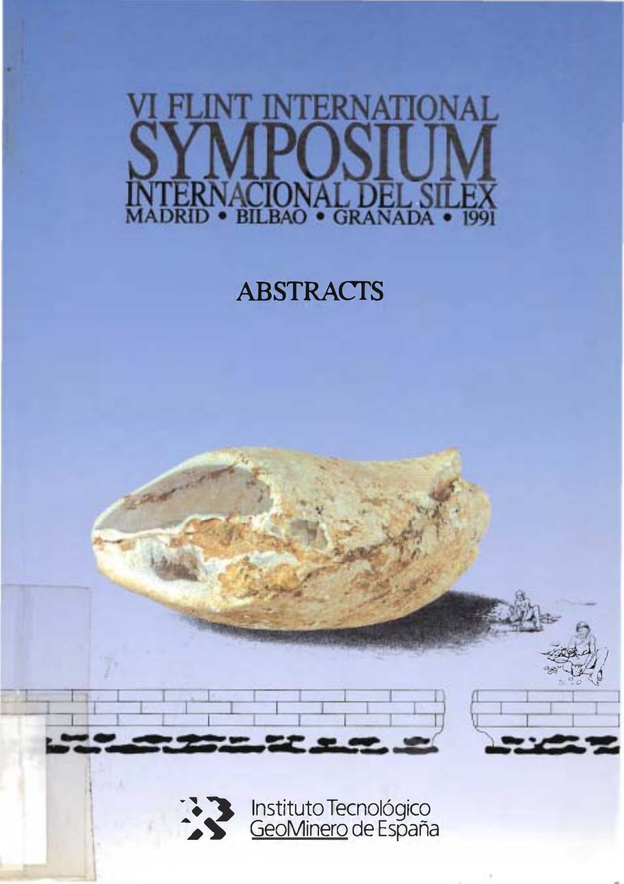# VI FLINT INTERNATIONAL SYMPOSIUM

## INTERNACIONAL DEL SILEX

MADRID • BILBAO • GRANADA • 1991

## ABSTRACTS

Instituto Tecnológico GeoMinero de España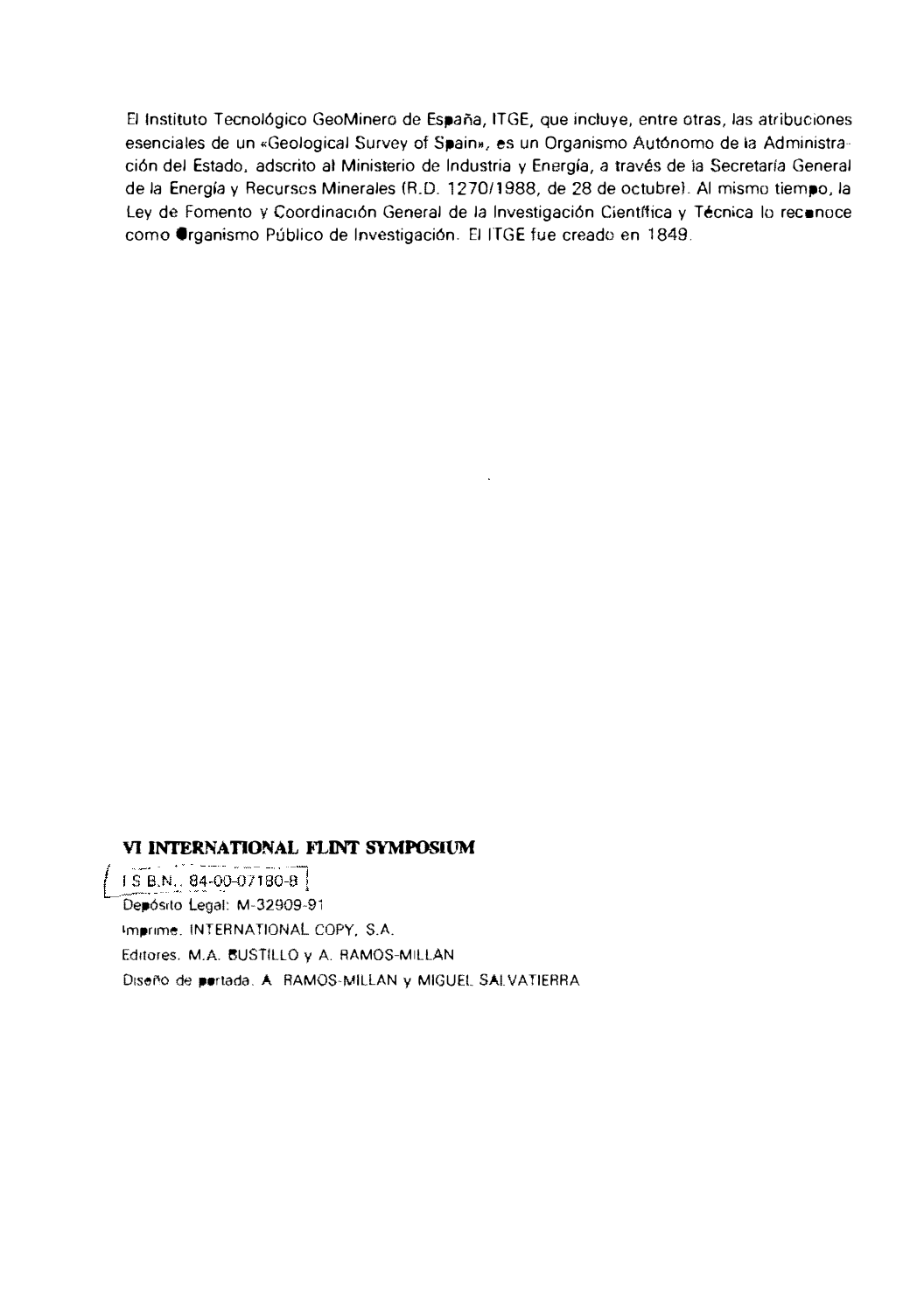El Instituto Tecnológico GeoMinero de España, ITGE, que incluye, entre otras, las atribuciones esenciales de un «Geological Survey of Spain», es un Organismo Autónomo de la Administración del Estado, adscrito al Ministerio de Industria y Energía, a través de la Secretaría General de la Energía y Recursos Minerales (R.D. 1270/1988, de 28 de octubre). Al mismo tiempo, la Ley de Fomento y Coordinación General de la Investigación Científica y Técnica lo reconoce como Organismo Público de Investigación. El ITGE fue creado en 1849.

**VI INTERNATIONAL FLINT SYMPOSIUM**

I.S.B.N.: 84-00-07180-8

Depósito Legal: M-32909-91

Imprime: INTERNATIONAL COPY, S.A.

Editores: M.A. BUSTILLO y A. RAMOS-MILLAN

Diseño de portada: A. RAMOS-MILLAN y MIGUEL SALVATIERRA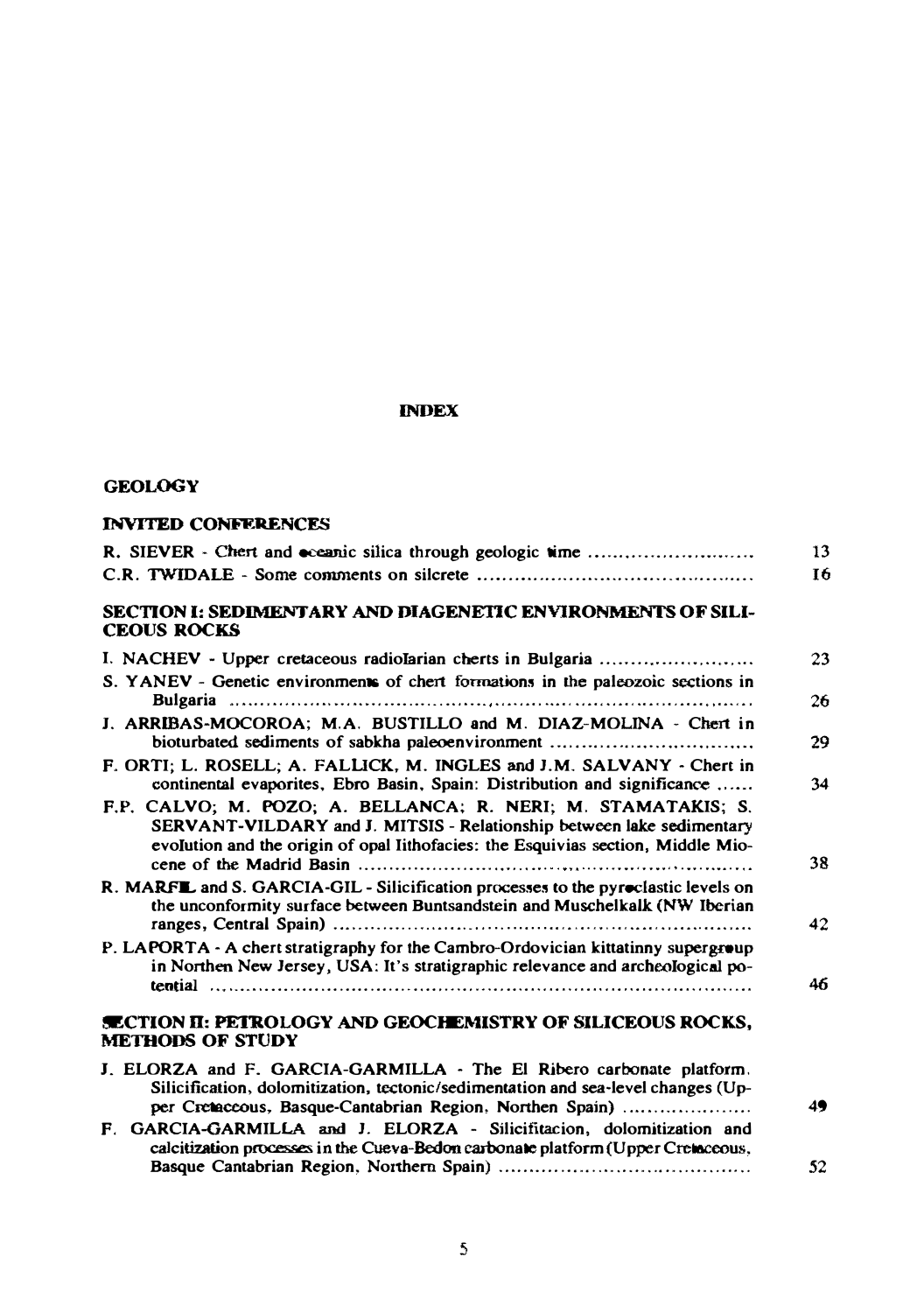# INDEX

## GEOLOGY

### INVITED CONFERENCES

R. SIEVER - Chert and oceanic silica through geologic time .......................... 13

C.R. TWIDALE - Some comments on silcrete .......................... 16

### SECTION I: SEDIMENTARY AND DIAGENETIC ENVIRONMENTS OF SILICEOUS ROCKS

I. NACHEV - Upper cretaceous radiolarian cherts in Bulgaria .......................... 23

S. YANEV - Genetic environments of chert formations in the paleozoic sections in Bulgaria .......................... 26

J. ARRIBAS-MOCOROA; M.A. BUSTILLO and M. DIAZ-MOLINA - Chert in bioturbated sediments of sabkha paleoenvironment .......................... 29

F. ORTI; L. ROSELL; A. FALLICK, M. INGLES and J.M. SALVANY - Chert in continental evaporites, Ebro Basin, Spain: Distribution and significance ...... 34

F.P. CALVO; M. POZO; A. BELLANCA; R. NERI; M. STAMATAKIS; S. SERVANT-VILDARY and J. MITSIS - Relationship between lake sedimentary evolution and the origin of opal lithofacies: the Esquivias section, Middle Miocene of the Madrid Basin .......................... 38

R. MARFIL and S. GARCIA-GIL - Silicification processes to the pyroclastic levels on the unconformity surface between Buntsandstein and Muschelkalk (NW Iberian ranges, Central Spain) .......................... 42

P. LAPORTA - A chert stratigraphy for the Cambro-Ordovician kittatinny supergroup in Northen New Jersey, USA: It's stratigraphic relevance and archeological potential .......................... 46

### SECTION II: PETROLOGY AND GEOCHEMISTRY OF SILICEOUS ROCKS, METHODS OF STUDY

J. ELORZA and F. GARCIA-GARMILLA - The El Ribero carbonate platform. Silicification, dolomitization, tectonic/sedimentation and sea-level changes (Upper Cretaceous, Basque-Cantabrian Region, Northen Spain) .......................... 49

F. GARCIA-GARMILLA and J. ELORZA - Silicifitacion, dolomitization and calcitization processes in the Cueva-Bedon carbonate platform (Upper Cretaceous, Basque Cantabrian Region, Northern Spain) .......................... 52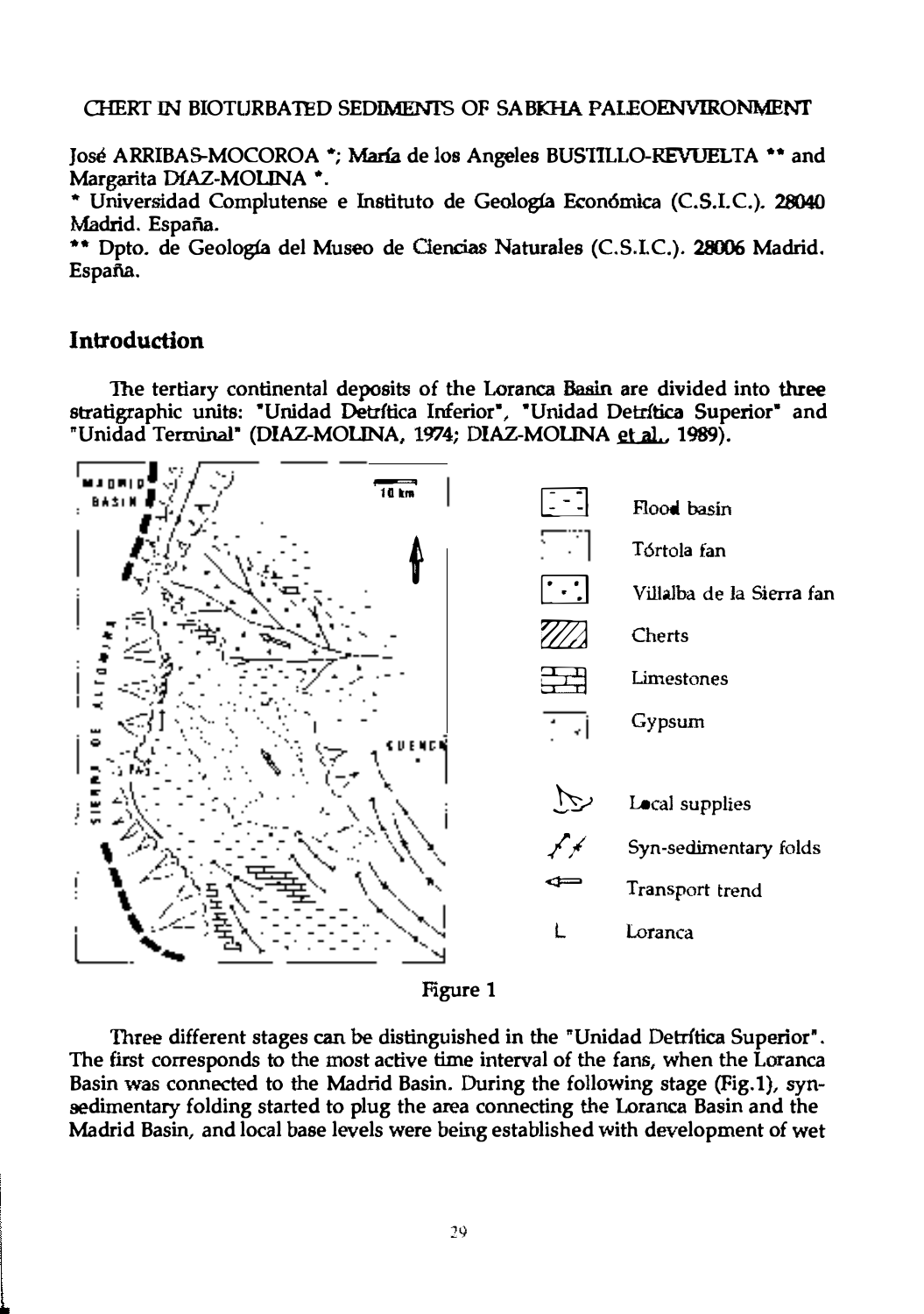CHERT IN BIOTURBATED SEDIMENTS OF SABKHA PALEOENVIRONMENT

José ARRIBAS-MOCOROA *; María de los Angeles BUSTILLO-REVUELTA ** and Margarita DÍAZ-MOLINA *.

\* Universidad Complutense e Instituto de Geología Económica (C.S.I.C.). 28040 Madrid. España.

\*\* Dpto. de Geología del Museo de Ciencias Naturales (C.S.I.C.). 28006 Madrid. España.

## Introduction

The tertiary continental deposits of the Loranca Basin are divided into three stratigraphic units: "Unidad Detrítica Inferior", "Unidad Detrítica Superior" and "Unidad Terminal" (DIAZ-MOLINA, 1974; DIAZ-MOLINA et al., 1989).

Figure 1

Three different stages can be distinguished in the "Unidad Detrítica Superior". The first corresponds to the most active time interval of the fans, when the Loranca Basin was connected to the Madrid Basin. During the following stage (Fig.1), syn-sedimentary folding started to plug the area connecting the Loranca Basin and the Madrid Basin, and local base levels were being established with development of wet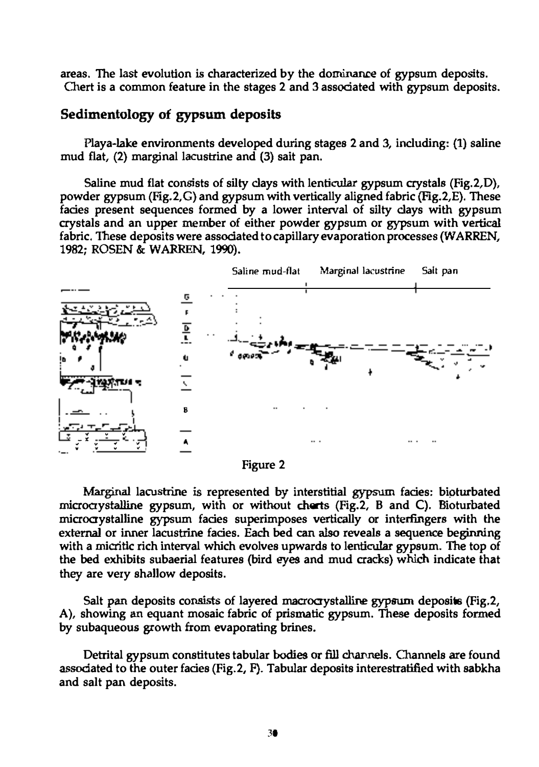areas. The last evolution is characterized by the dominance of gypsum deposits. Chert is a common feature in the stages 2 and 3 associated with gypsum deposits.

## Sedimentology of gypsum deposits

Playa-lake environments developed during stages 2 and 3, including: (1) saline mud flat, (2) marginal lacustrine and (3) salt pan.

Saline mud flat consists of silty clays with lenticular gypsum crystals (Fig.2,D), powder gypsum (Fig.2,G) and gypsum with vertically aligned fabric (Fig.2,E). These facies present sequences formed by a lower interval of silty clays with gypsum crystals and an upper member of either powder gypsum or gypsum with vertical fabric. These deposits were associated to capillary evaporation processes (WARREN, 1982; ROSEN & WARREN, 1990).

Figure 2

Marginal lacustrine is represented by interstitial gypsum facies: bioturbated microcrystalline gypsum, with or without cherts (Fig.2, B and C). Bioturbated microcrystalline gypsum facies superimposes vertically or interfingers with the external or inner lacustrine facies. Each bed can also reveals a sequence beginning with a micritic rich interval which evolves upwards to lenticular gypsum. The top of the bed exhibits subaerial features (bird eyes and mud cracks) which indicate that they are very shallow deposits.

Salt pan deposits consists of layered macrocrystalline gypsum deposits (Fig.2, A), showing an equant mosaic fabric of prismatic gypsum. These deposits formed by subaqueous growth from evaporating brines.

Detrital gypsum constitutes tabular bodies or fill channels. Channels are found associated to the outer facies (Fig.2, F). Tabular deposits interestratified with sabkha and salt pan deposits.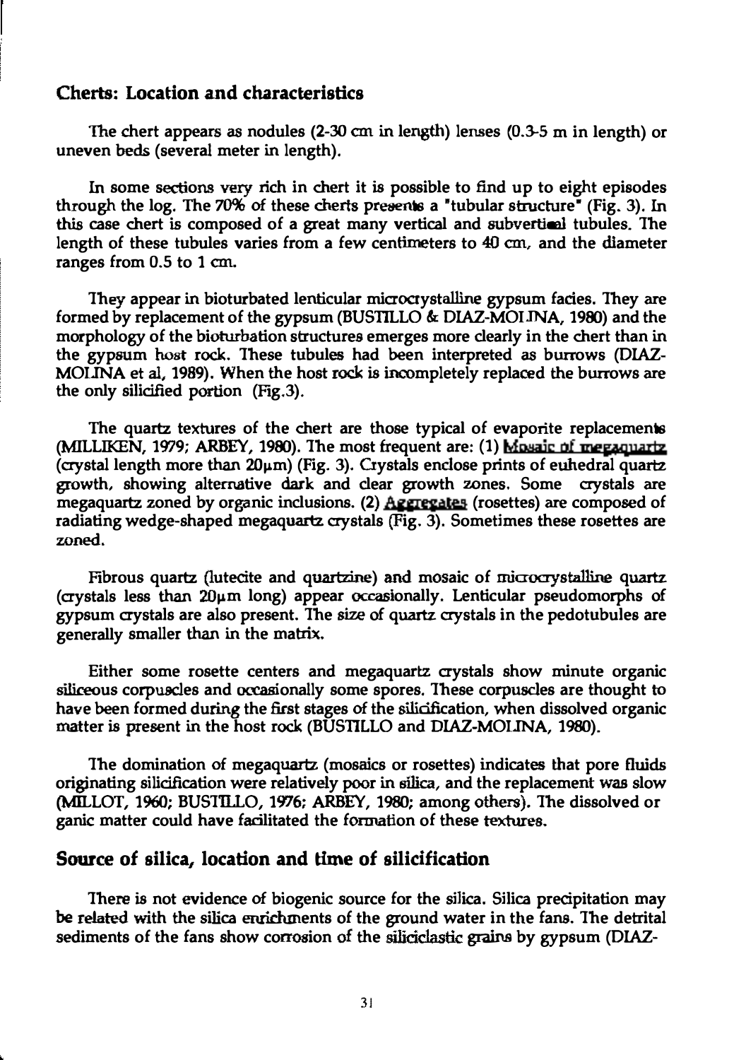## Cherts: Location and characteristics

The chert appears as nodules (2-30 cm in length) lenses (0.3-5 m in length) or uneven beds (several meter in length).

In some sections very rich in chert it is possible to find up to eight episodes through the log. The 70% of these cherts presents a "tubular structure" (Fig. 3). In this case chert is composed of a great many vertical and subvertical tubules. The length of these tubules varies from a few centimeters to 40 cm, and the diameter ranges from 0.5 to 1 cm.

They appear in bioturbated lenticular microcrystalline gypsum facies. They are formed by replacement of the gypsum (BUSTILLO & DIAZ-MOLINA, 1980) and the morphology of the bioturbation structures emerges more clearly in the chert than in the gypsum host rock. These tubules had been interpreted as burrows (DIAZ-MOLINA et al, 1989). When the host rock is incompletely replaced the burrows are the only silicified portion (Fig.3).

The quartz textures of the chert are those typical of evaporite replacements (MILLIKEN, 1979; ARBEY, 1980). The most frequent are: (1) Mosaic of megaquartz (crystal length more than 20µm) (Fig. 3). Crystals enclose prints of euhedral quartz growth, showing alternative dark and clear growth zones. Some crystals are megaquartz zoned by organic inclusions. (2) Aggregates (rosettes) are composed of radiating wedge-shaped megaquartz crystals (Fig. 3). Sometimes these rosettes are zoned.

Fibrous quartz (lutecite and quartzine) and mosaic of microcrystalline quartz (crystals less than 20µm long) appear occasionally. Lenticular pseudomorphs of gypsum crystals are also present. The size of quartz crystals in the pedotubules are generally smaller than in the matrix.

Either some rosette centers and megaquartz crystals show minute organic siliceous corpuscles and occasionally some spores. These corpuscles are thought to have been formed during the first stages of the silicification, when dissolved organic matter is present in the host rock (BUSTILLO and DIAZ-MOLINA, 1980).

The domination of megaquartz (mosaics or rosettes) indicates that pore fluids originating silicification were relatively poor in silica, and the replacement was slow (MILLOT, 1960; BUSTILLO, 1976; ARBEY, 1980; among others). The dissolved or ganic matter could have facilitated the formation of these textures.

## Source of silica, location and time of silicification

There is not evidence of biogenic source for the silica. Silica precipitation may be related with the silica enrichments of the ground water in the fans. The detrital sediments of the fans show corrosion of the siliciclastic grains by gypsum (DIAZ-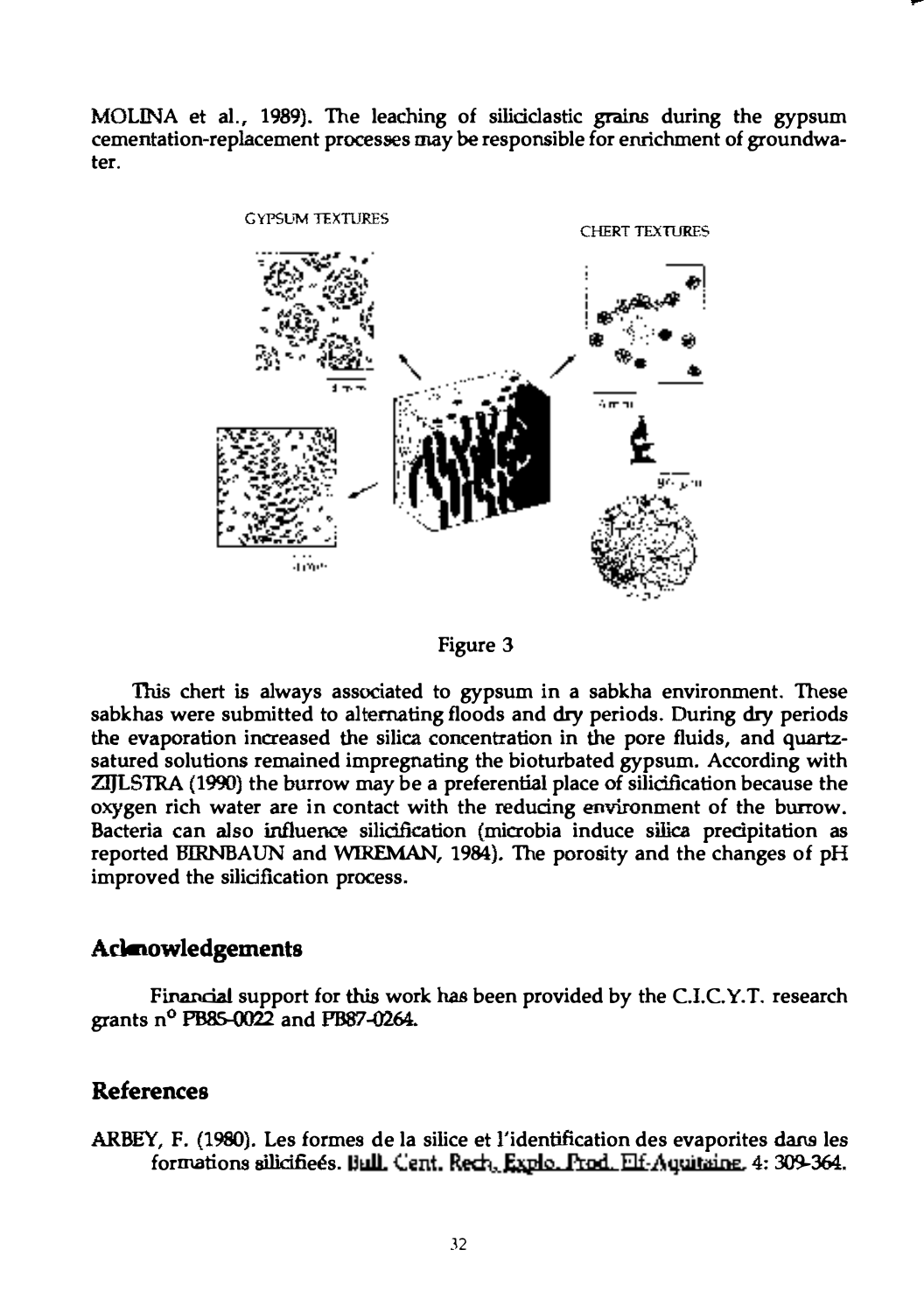MOLINA et al., 1989). The leaching of siliciclastic grains during the gypsum cementation-replacement processes may be responsible for enrichment of groundwater.

Figure 3

This chert is always associated to gypsum in a sabkha environment. These sabkhas were submitted to alternating floods and dry periods. During dry periods the evaporation increased the silica concentration in the pore fluids, and quartz-satured solutions remained impregnating the bioturbated gypsum. According with ZIJLSTRA (1990) the burrow may be a preferential place of silicification because the oxygen rich water are in contact with the reducing environment of the burrow. Bacteria can also influence silicification (microbia induce silica precipitation as reported BIRNBAUN and WIREMAN, 1984). The porosity and the changes of pH improved the silicification process.

## Acknowledgements

Financial support for this work has been provided by the C.I.C.Y.T. research grants n° PB85-0022 and PB87-0264.

## References

ARBEY, F. (1980). Les formes de la silice et l'identification des evaporites dans les formations silicifieés. Bull. Cent. Rech. Explo. Prod. Elf-Aquitaine. 4: 309-364.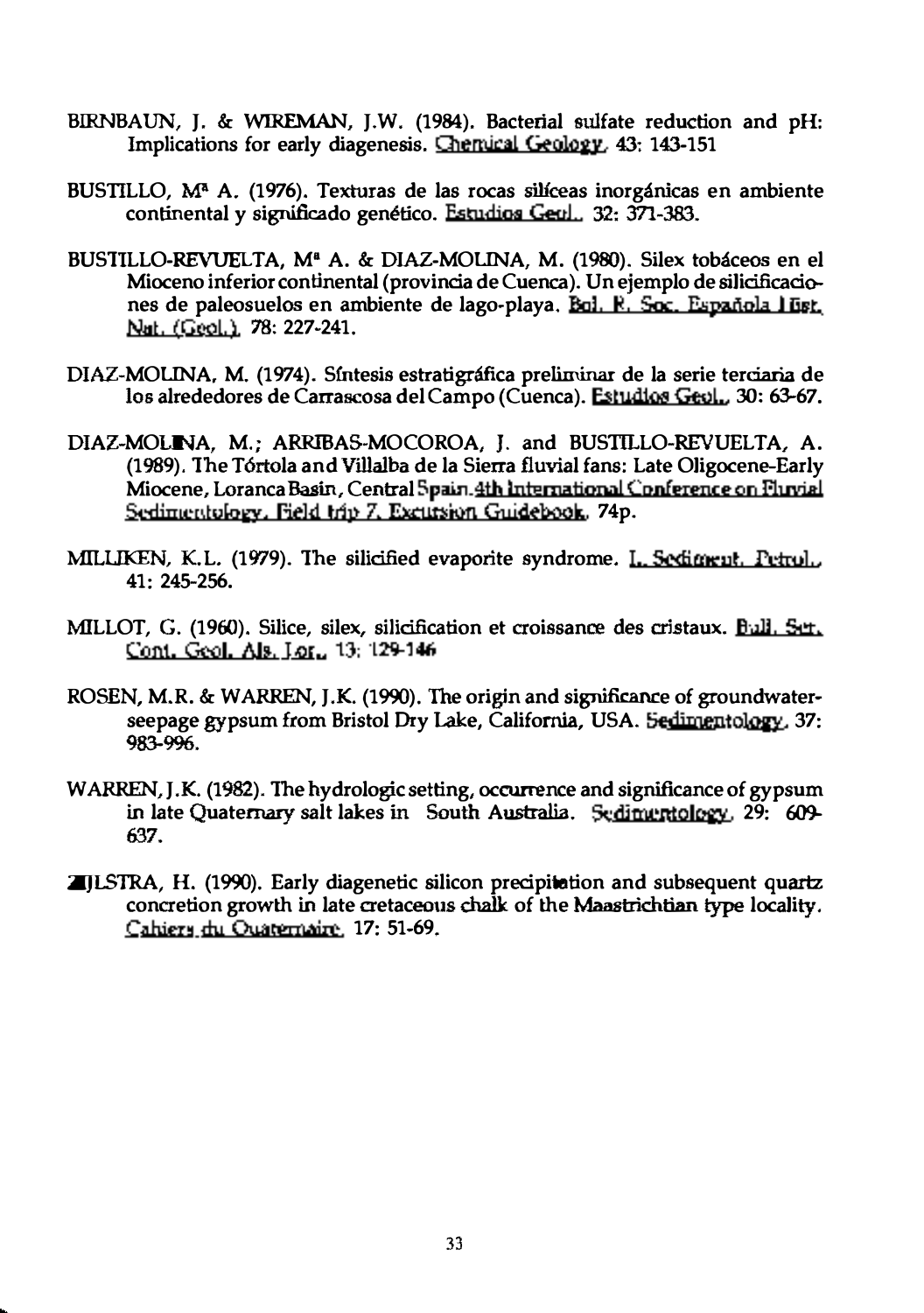BIRNBAUN, J. & WIREMAN, J.W. (1984). Bacterial sulfate reduction and pH: Implications for early diagenesis. Chemical Geology, 43: 143-151

BUSTILLO, Mª A. (1976). Texturas de las rocas silíceas inorgánicas en ambiente continental y significado genético. Estudios Geol., 32: 371-383.

BUSTILLO-REVUELTA, Mª A. & DIAZ-MOLINA, M. (1980). Silex tobáceos en el Mioceno inferior continental (provincia de Cuenca). Un ejemplo de silicificaciones de paleosuelos en ambiente de lago-playa. Bol. R. Soc. Española Hist. Nat. (Geol.), 78: 227-241.

DIAZ-MOLINA, M. (1974). Síntesis estratigráfica preliminar de la serie terciaria de los alrededores de Carrascosa del Campo (Cuenca). Estudios Geol., 30: 63-67.

DIAZ-MOLINA, M.; ARRIBAS-MOCOROA, J. and BUSTILLO-REVUELTA, A. (1989). The Tórtola and Villalba de la Sierra fluvial fans: Late Oligocene-Early Miocene, Loranca Basin, Central Spain. 4th International Conference on Fluvial Sedimentology, Field trip 7, Excursion Guidebook, 74p.

MILLIKEN, K.L. (1979). The silicified evaporite syndrome. J. Sediment. Petrol., 41: 245-256.

MILLOT, G. (1960). Silice, silex, silicification et croissance des cristaux. Bull. Sert. Cont. Geol. Als. Lor., 13: 129-146

ROSEN, M.R. & WARREN, J.K. (1990). The origin and significance of groundwater-seepage gypsum from Bristol Dry Lake, California, USA. Sedimentology, 37: 983-996.

WARREN, J.K. (1982). The hydrologic setting, occurrence and significance of gypsum in late Quaternary salt lakes in South Australia. Sedimentology, 29: 609-637.

ZIJLSTRA, H. (1990). Early diagenetic silicon precipitation and subsequent quartz concretion growth in late cretaceous chalk of the Maastrichtian type locality. Cahiers du Quaternaire, 17: 51-69.